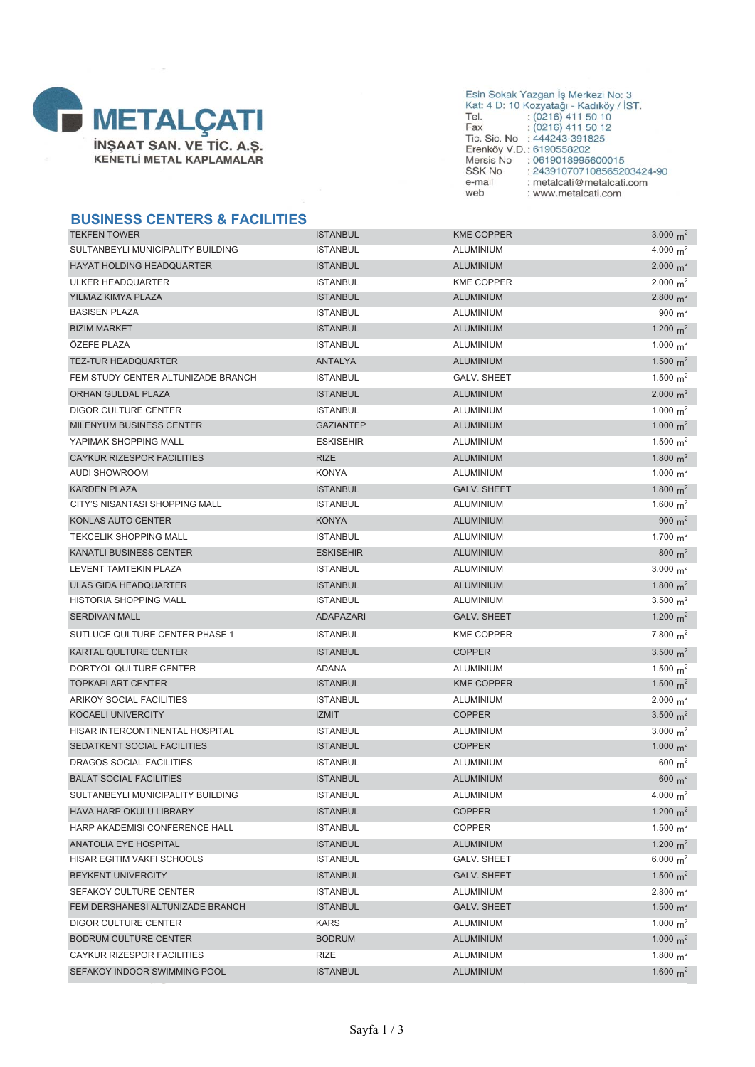# METALÇATI

İNŞAAT SAN. VE TİC. A.Ş.
KENETLİ METAL KAPLAMALAR

Esin Sokak Yazgan İş Merkezi No: 3
Kat: 4 D: 10 Kozyatağı - Kadıköy / İST.
Tel. : (0216) 411 50 10
Fax : (0216) 411 50 12
Tic. Sic. No : 444243-391825
Erenköy V.D. : 6190558202
Mersis No : 0619018995600015
SSK No : 24391070710856520342​4-90
e-mail : metalcati@metalcati.com
web : www.metalcati.com

## BUSINESS CENTERS & FACILITIES

| | | | |
|---|---|---|---|
| TEKFEN TOWER | ISTANBUL | KME COPPER | 3.000 $m^2$ |
| SULTANBEYLI MUNICIPALITY BUILDING | ISTANBUL | ALUMINIUM | 4.000 $m^2$ |
| HAYAT HOLDING HEADQUARTER | ISTANBUL | ALUMINIUM | 2.000 $m^2$ |
| ULKER HEADQUARTER | ISTANBUL | KME COPPER | 2.000 $m^2$ |
| YILMAZ KIMYA PLAZA | ISTANBUL | ALUMINIUM | 2.800 $m^2$ |
| BASISEN PLAZA | ISTANBUL | ALUMINIUM | 900 $m^2$ |
| BIZIM MARKET | ISTANBUL | ALUMINIUM | 1.200 $m^2$ |
| ÖZEFE PLAZA | ISTANBUL | ALUMINIUM | 1.000 $m^2$ |
| TEZ-TUR HEADQUARTER | ANTALYA | ALUMINIUM | 1.500 $m^2$ |
| FEM STUDY CENTER ALTUNIZADE BRANCH | ISTANBUL | GALV. SHEET | 1.500 $m^2$ |
| ORHAN GULDAL PLAZA | ISTANBUL | ALUMINIUM | 2.000 $m^2$ |
| DIGOR CULTURE CENTER | ISTANBUL | ALUMINIUM | 1.000 $m^2$ |
| MILENYUM BUSINESS CENTER | GAZIANTEP | ALUMINIUM | 1.000 $m^2$ |
| YAPIMAK SHOPPING MALL | ESKISEHIR | ALUMINIUM | 1.500 $m^2$ |
| CAYKUR RIZESPOR FACILITIES | RIZE | ALUMINIUM | 1.800 $m^2$ |
| AUDI SHOWROOM | KONYA | ALUMINIUM | 1.000 $m^2$ |
| KARDEN PLAZA | ISTANBUL | GALV. SHEET | 1.800 $m^2$ |
| CITY'S NISANTASI SHOPPING MALL | ISTANBUL | ALUMINIUM | 1.600 $m^2$ |
| KONLAS AUTO CENTER | KONYA | ALUMINIUM | 900 $m^2$ |
| TEKCELIK SHOPPING MALL | ISTANBUL | ALUMINIUM | 1.700 $m^2$ |
| KANATLI BUSINESS CENTER | ESKISEHIR | ALUMINIUM | 800 $m^2$ |
| LEVENT TAMTEKIN PLAZA | ISTANBUL | ALUMINIUM | 3.000 $m^2$ |
| ULAS GIDA HEADQUARTER | ISTANBUL | ALUMINIUM | 1.800 $m^2$ |
| HISTORIA SHOPPING MALL | ISTANBUL | ALUMINIUM | 3.500 $m^2$ |
| SERDIVAN MALL | ADAPAZARI | GALV. SHEET | 1.200 $m^2$ |
| SUTLUCE QULTURE CENTER PHASE 1 | ISTANBUL | KME COPPER | 7.800 $m^2$ |
| KARTAL QULTURE CENTER | ISTANBUL | COPPER | 3.500 $m^2$ |
| DORTYOL QULTURE CENTER | ADANA | ALUMINIUM | 1.500 $m^2$ |
| TOPKAPI ART CENTER | ISTANBUL | KME COPPER | 1.500 $m^2$ |
| ARIKOY SOCIAL FACILITIES | ISTANBUL | ALUMINIUM | 2.000 $m^2$ |
| KOCAELI UNIVERCITY | IZMIT | COPPER | 3.500 $m^2$ |
| HISAR INTERCONTINENTAL HOSPITAL | ISTANBUL | ALUMINIUM | 3.000 $m^2$ |
| SEDATKENT SOCIAL FACILITIES | ISTANBUL | COPPER | 1.000 $m^2$ |
| DRAGOS SOCIAL FACILITIES | ISTANBUL | ALUMINIUM | 600 $m^2$ |
| BALAT SOCIAL FACILITIES | ISTANBUL | ALUMINIUM | 600 $m^2$ |
| SULTANBEYLI MUNICIPALITY BUILDING | ISTANBUL | ALUMINIUM | 4.000 $m^2$ |
| HAVA HARP OKULU LIBRARY | ISTANBUL | COPPER | 1.200 $m^2$ |
| HARP AKADEMISI CONFERENCE HALL | ISTANBUL | COPPER | 1.500 $m^2$ |
| ANATOLIA EYE HOSPITAL | ISTANBUL | ALUMINIUM | 1.200 $m^2$ |
| HISAR EGITIM VAKFI SCHOOLS | ISTANBUL | GALV. SHEET | 6.000 $m^2$ |
| BEYKENT UNIVERCITY | ISTANBUL | GALV. SHEET | 1.500 $m^2$ |
| SEFAKOY CULTURE CENTER | ISTANBUL | ALUMINIUM | 2.800 $m^2$ |
| FEM DERSHANESI ALTUNIZADE BRANCH | ISTANBUL | GALV. SHEET | 1.500 $m^2$ |
| DIGOR CULTURE CENTER | KARS | ALUMINIUM | 1.000 $m^2$ |
| BODRUM CULTURE CENTER | BODRUM | ALUMINIUM | 1.000 $m^2$ |
| CAYKUR RIZESPOR FACILITIES | RIZE | ALUMINIUM | 1.800 $m^2$ |
| SEFAKOY INDOOR SWIMMING POOL | ISTANBUL | ALUMINIUM | 1.600 $m^2$ |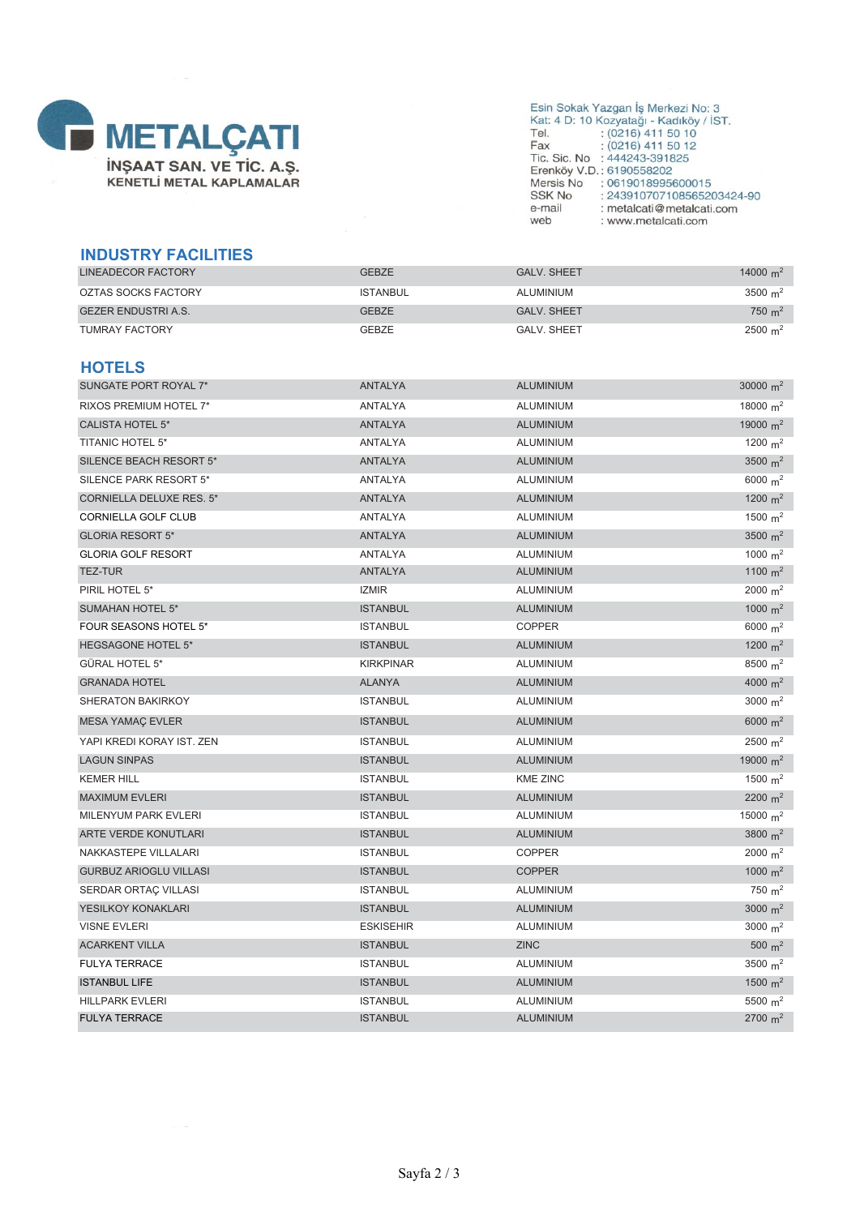**METALÇATI**
**İNŞAAT SAN. VE TİC. A.Ş.**
**KENETLİ METAL KAPLAMALAR**

Esin Sokak Yazgan İş Merkezi No: 3
Kat: 4 D: 10 Kozyatağı - Kadıköy / İST.
Tel. : (0216) 411 50 10
Fax : (0216) 411 50 12
Tic. Sic. No : 444243-391825
Erenköy V.D. : 6190558202
Mersis No : 0619018995600015
SSK No : 2439107071085652O3424-90
e-mail : metalcati@metalcati.com
web : www.metalcati.com

## INDUSTRY FACILITIES

| | | | |
|---|---|---|---|
| LINEADECOR FACTORY | GEBZE | GALV. SHEET | 14000 $m^2$ |
| OZTAS SOCKS FACTORY | ISTANBUL | ALUMINIUM | 3500 $m^2$ |
| GEZER ENDUSTRI A.S. | GEBZE | GALV. SHEET | 750 $m^2$ |
| TUMRAY FACTORY | GEBZE | GALV. SHEET | 2500 $m^2$ |

## HOTELS

| | | | |
|---|---|---|---|
| SUNGATE PORT ROYAL 7* | ANTALYA | ALUMINIUM | 30000 $m^2$ |
| RIXOS PREMIUM HOTEL 7* | ANTALYA | ALUMINIUM | 18000 $m^2$ |
| CALISTA HOTEL 5* | ANTALYA | ALUMINIUM | 19000 $m^2$ |
| TITANIC HOTEL 5* | ANTALYA | ALUMINIUM | 1200 $m^2$ |
| SILENCE BEACH RESORT 5* | ANTALYA | ALUMINIUM | 3500 $m^2$ |
| SILENCE PARK RESORT 5* | ANTALYA | ALUMINIUM | 6000 $m^2$ |
| CORNIELLA DELUXE RES. 5* | ANTALYA | ALUMINIUM | 1200 $m^2$ |
| CORNIELLA GOLF CLUB | ANTALYA | ALUMINIUM | 1500 $m^2$ |
| GLORIA RESORT 5* | ANTALYA | ALUMINIUM | 3500 $m^2$ |
| GLORIA GOLF RESORT | ANTALYA | ALUMINIUM | 1000 $m^2$ |
| TEZ-TUR | ANTALYA | ALUMINIUM | 1100 $m^2$ |
| PIRIL HOTEL 5* | IZMIR | ALUMINIUM | 2000 $m^2$ |
| SUMAHAN HOTEL 5* | ISTANBUL | ALUMINIUM | 1000 $m^2$ |
| FOUR SEASONS HOTEL 5* | ISTANBUL | COPPER | 6000 $m^2$ |
| HEGSAGONE HOTEL 5* | ISTANBUL | ALUMINIUM | 1200 $m^2$ |
| GÜRAL HOTEL 5* | KIRKPINAR | ALUMINIUM | 8500 $m^2$ |
| GRANADA HOTEL | ALANYA | ALUMINIUM | 4000 $m^2$ |
| SHERATON BAKIRKOY | ISTANBUL | ALUMINIUM | 3000 $m^2$ |
| MESA YAMAÇ EVLER | ISTANBUL | ALUMINIUM | 6000 $m^2$ |
| YAPI KREDI KORAY IST. ZEN | ISTANBUL | ALUMINIUM | 2500 $m^2$ |
| LAGUN SINPAS | ISTANBUL | ALUMINIUM | 19000 $m^2$ |
| KEMER HILL | ISTANBUL | KME ZINC | 1500 $m^2$ |
| MAXIMUM EVLERI | ISTANBUL | ALUMINIUM | 2200 $m^2$ |
| MILENYUM PARK EVLERI | ISTANBUL | ALUMINIUM | 15000 $m^2$ |
| ARTE VERDE KONUTLARI | ISTANBUL | ALUMINIUM | 3800 $m^2$ |
| NAKKASTEPE VILLALARI | ISTANBUL | COPPER | 2000 $m^2$ |
| GURBUZ ARIOGLU VILLASI | ISTANBUL | COPPER | 1000 $m^2$ |
| SERDAR ORTAÇ VILLASI | ISTANBUL | ALUMINIUM | 750 $m^2$ |
| YESILKOY KONAKLARI | ISTANBUL | ALUMINIUM | 3000 $m^2$ |
| VISNE EVLERI | ESKISEHIR | ALUMINIUM | 3000 $m^2$ |
| ACARKENT VILLA | ISTANBUL | ZINC | 500 $m^2$ |
| FULYA TERRACE | ISTANBUL | ALUMINIUM | 3500 $m^2$ |
| ISTANBUL LIFE | ISTANBUL | ALUMINIUM | 1500 $m^2$ |
| HILLPARK EVLERI | ISTANBUL | ALUMINIUM | 5500 $m^2$ |
| FULYA TERRACE | ISTANBUL | ALUMINIUM | 2700 $m^2$ |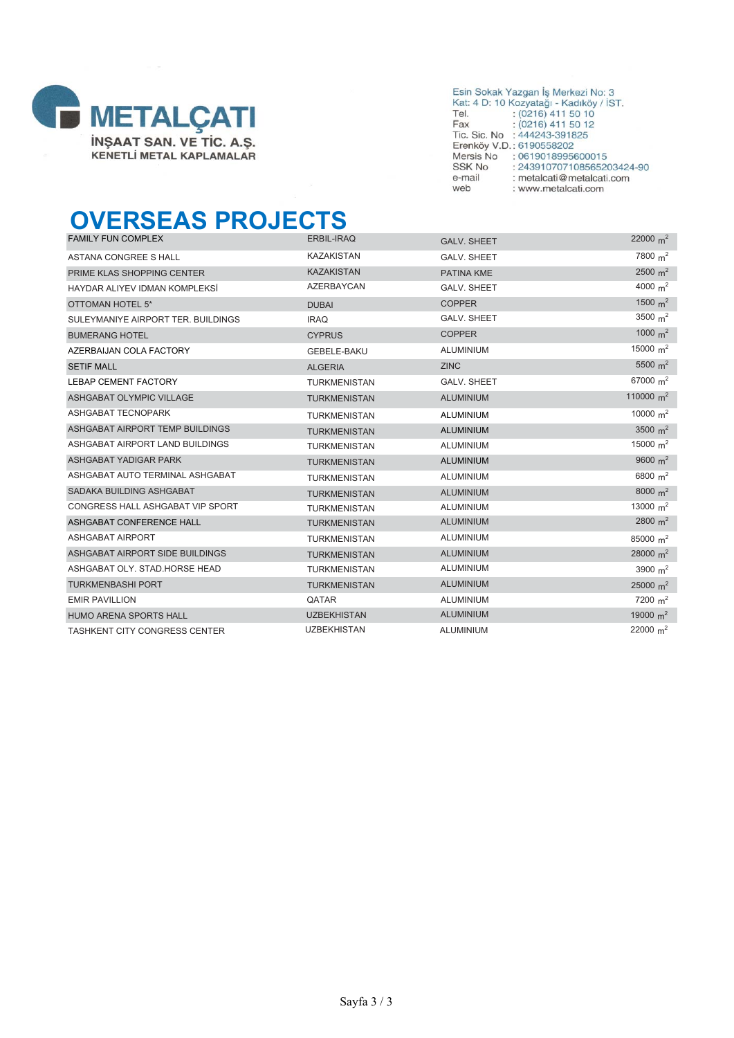**METALÇATI**
İNŞAAT SAN. VE TİC. A.Ş.
KENETLİ METAL KAPLAMALAR

Esin Sokak Yazgan İş Merkezi No: 3
Kat: 4 D: 10 Kozyatağı - Kadıköy / İST.
Tel. : (0216) 411 50 10
Fax : (0216) 411 50 12
Tic. Sic. No : 444243-391825
Erenköy V.D. : 6190558202
Mersis No : 0619018995600015
SSK No : 2439107071085652034​24-90
e-mail : metalcati@metalcati.com
web : www.metalcati.com

# OVERSEAS PROJECTS

| | | | |
|---|---|---|---|
| FAMILY FUN COMPLEX | ERBIL-IRAQ | GALV. SHEET | 22000 $m^2$ |
| ASTANA CONGREE S HALL | KAZAKISTAN | GALV. SHEET | 7800 $m^2$ |
| PRIME KLAS SHOPPING CENTER | KAZAKISTAN | PATINA KME | 2500 $m^2$ |
| HAYDAR ALIYEV IDMAN KOMPLEKSİ | AZERBAYCAN | GALV. SHEET | 4000 $m^2$ |
| OTTOMAN HOTEL 5* | DUBAI | COPPER | 1500 $m^2$ |
| SULEYMANIYE AIRPORT TER. BUILDINGS | IRAQ | GALV. SHEET | 3500 $m^2$ |
| BUMERANG HOTEL | CYPRUS | COPPER | 1000 $m^2$ |
| AZERBAIJAN COLA FACTORY | GEBELE-BAKU | ALUMINIUM | 15000 $m^2$ |
| SETIF MALL | ALGERIA | ZINC | 5500 $m^2$ |
| LEBAP CEMENT FACTORY | TURKMENISTAN | GALV. SHEET | 67000 $m^2$ |
| ASHGABAT OLYMPIC VILLAGE | TURKMENISTAN | ALUMINIUM | 110000 $m^2$ |
| ASHGABAT TECNOPARK | TURKMENISTAN | ALUMINIUM | 10000 $m^2$ |
| ASHGABAT AIRPORT TEMP BUILDINGS | TURKMENISTAN | ALUMINIUM | 3500 $m^2$ |
| ASHGABAT AIRPORT LAND BUILDINGS | TURKMENISTAN | ALUMINIUM | 15000 $m^2$ |
| ASHGABAT YADIGAR PARK | TURKMENISTAN | ALUMINIUM | 9600 $m^2$ |
| ASHGABAT AUTO TERMINAL ASHGABAT | TURKMENISTAN | ALUMINIUM | 6800 $m^2$ |
| SADAKA BUILDING ASHGABAT | TURKMENISTAN | ALUMINIUM | 8000 $m^2$ |
| CONGRESS HALL ASHGABAT VIP SPORT | TURKMENISTAN | ALUMINIUM | 13000 $m^2$ |
| ASHGABAT CONFERENCE HALL | TURKMENISTAN | ALUMINIUM | 2800 $m^2$ |
| ASHGABAT AIRPORT | TURKMENISTAN | ALUMINIUM | 85000 $m^2$ |
| ASHGABAT AIRPORT SIDE BUILDINGS | TURKMENISTAN | ALUMINIUM | 28000 $m^2$ |
| ASHGABAT OLY. STAD.HORSE HEAD | TURKMENISTAN | ALUMINIUM | 3900 $m^2$ |
| TURKMENBASHI PORT | TURKMENISTAN | ALUMINIUM | 25000 $m^2$ |
| EMIR PAVILLION | QATAR | ALUMINIUM | 7200 $m^2$ |
| HUMO ARENA SPORTS HALL | UZBEKHISTAN | ALUMINIUM | 19000 $m^2$ |
| TASHKENT CITY CONGRESS CENTER | UZBEKHISTAN | ALUMINIUM | 22000 $m^2$ |